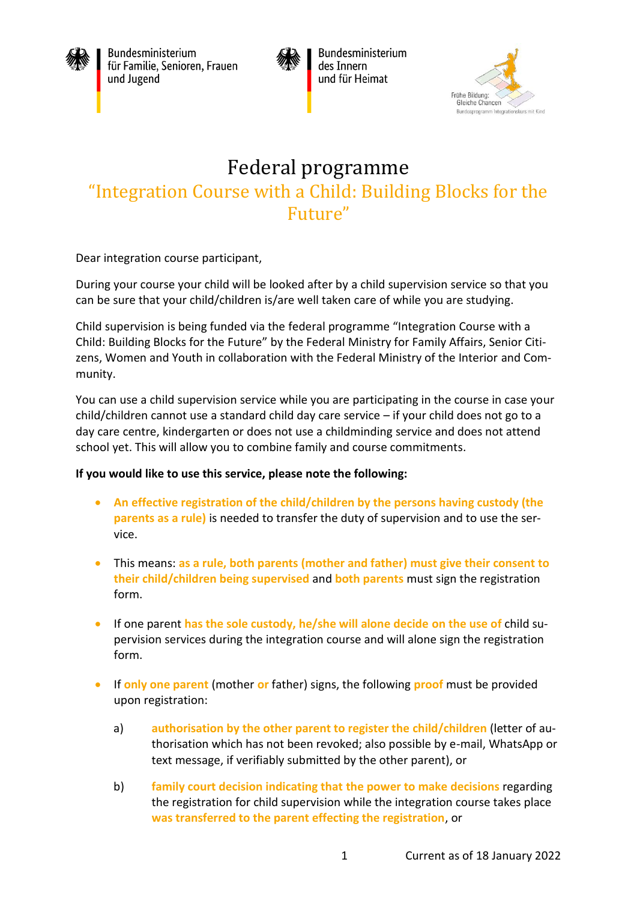Bundesministerium für Familie, Senioren, Frauen und Jugend

Bundesministerium des Innern und für Heimat

Frühe Bildung: Gleiche Chancen
Bundesprogramm Integrationskurs mit Kind

# Federal programme

## “Integration Course with a Child: Building Blocks for the Future”

Dear integration course participant,

During your course your child will be looked after by a child supervision service so that you can be sure that your child/children is/are well taken care of while you are studying.

Child supervision is being funded via the federal programme “Integration Course with a Child: Building Blocks for the Future” by the Federal Ministry for Family Affairs, Senior Citizens, Women and Youth in collaboration with the Federal Ministry of the Interior and Community.

You can use a child supervision service while you are participating in the course in case your child/children cannot use a standard child day care service – if your child does not go to a day care centre, kindergarten or does not use a childminding service and does not attend school yet. This will allow you to combine family and course commitments.

**If you would like to use this service, please note the following:**

- **An effective registration of the child/children by the persons having custody (the parents as a rule)** is needed to transfer the duty of supervision and to use the service.
- This means: **as a rule, both parents (mother and father) must give their consent to their child/children being supervised** and **both parents** must sign the registration form.
- If one parent **has the sole custody, he/she will alone decide on the use of** child supervision services during the integration course and will alone sign the registration form.
- If **only one parent** (mother **or** father) signs, the following **proof** must be provided upon registration:

  a) **authorisation by the other parent to register the child/children** (letter of authorisation which has not been revoked; also possible by e-mail, WhatsApp or text message, if verifiably submitted by the other parent), or

  b) **family court decision indicating that the power to make decisions** regarding the registration for child supervision while the integration course takes place **was transferred to the parent effecting the registration**, or

Current as of 18 January 2022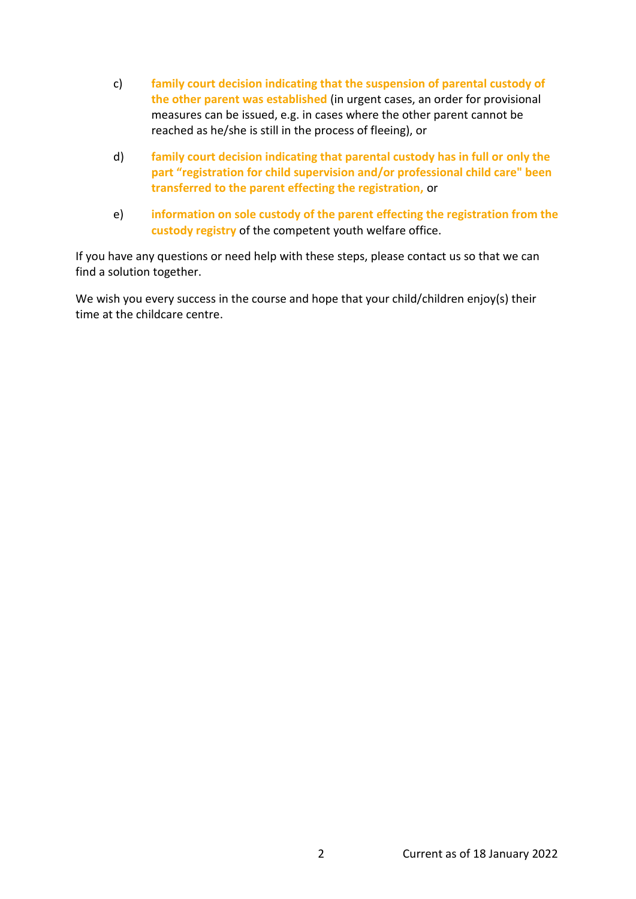c) **family court decision indicating that the suspension of parental custody of the other parent was established** (in urgent cases, an order for provisional measures can be issued, e.g. in cases where the other parent cannot be reached as he/she is still in the process of fleeing), or

d) **family court decision indicating that parental custody has in full or only the part "registration for child supervision and/or professional child care" been transferred to the parent effecting the registration,** or

e) **information on sole custody of the parent effecting the registration from the custody registry** of the competent youth welfare office.

If you have any questions or need help with these steps, please contact us so that we can find a solution together.

We wish you every success in the course and hope that your child/children enjoy(s) their time at the childcare centre.

Current as of 18 January 2022